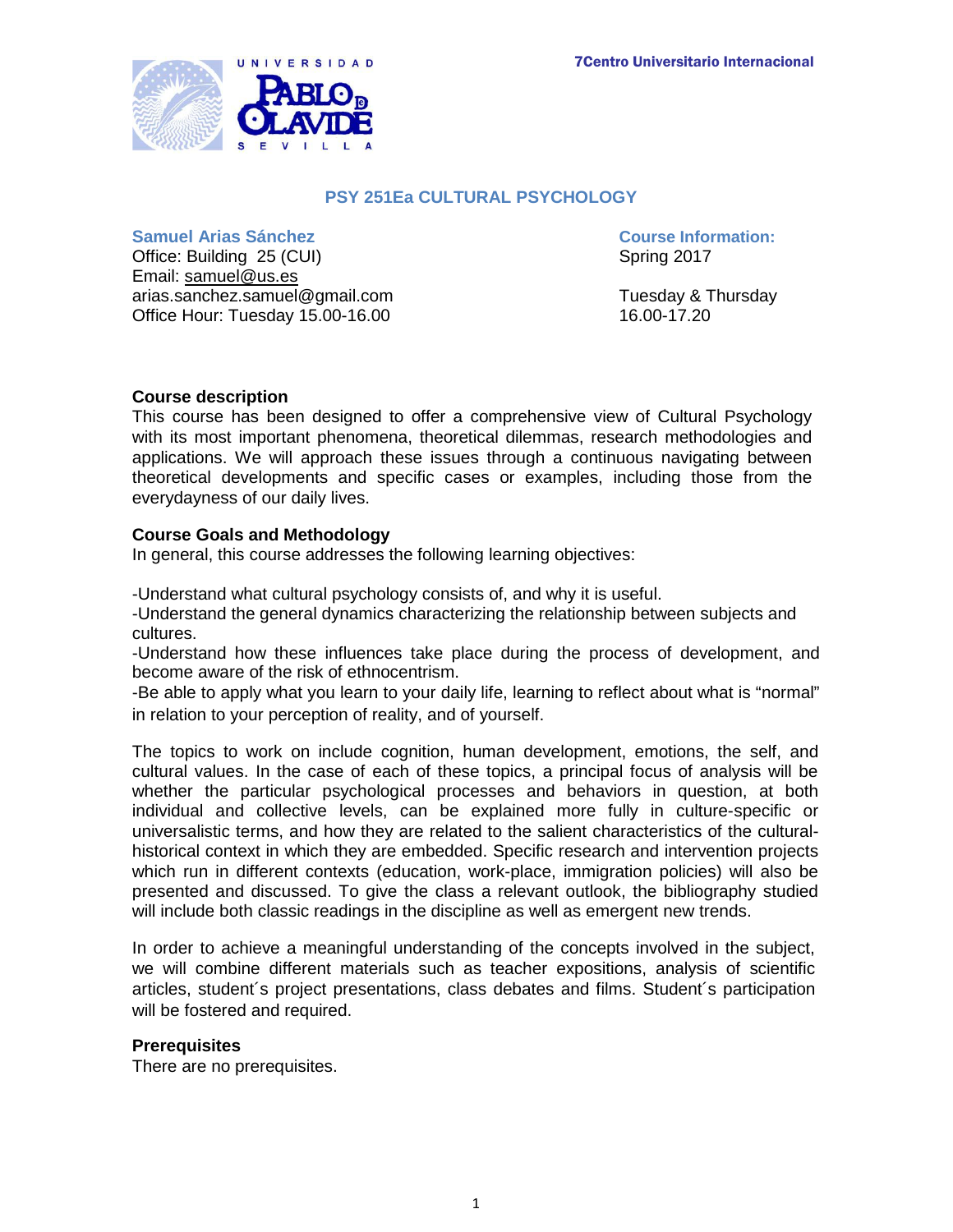7Centro Universitario Internacional

# PSY 251Ea CULTURAL PSYCHOLOGY

**Samuel Arias Sánchez**
Office: Building 25 (CUI)
Email: samuel@us.es
arias.sanchez.samuel@gmail.com
Office Hour: Tuesday 15.00-16.00

**Course Information:**
Spring 2017

Tuesday & Thursday
16.00-17.20

## Course description

This course has been designed to offer a comprehensive view of Cultural Psychology with its most important phenomena, theoretical dilemmas, research methodologies and applications. We will approach these issues through a continuous navigating between theoretical developments and specific cases or examples, including those from the everydayness of our daily lives.

## Course Goals and Methodology

In general, this course addresses the following learning objectives:

-Understand what cultural psychology consists of, and why it is useful.
-Understand the general dynamics characterizing the relationship between subjects and cultures.
-Understand how these influences take place during the process of development, and become aware of the risk of ethnocentrism.
-Be able to apply what you learn to your daily life, learning to reflect about what is "normal" in relation to your perception of reality, and of yourself.

The topics to work on include cognition, human development, emotions, the self, and cultural values. In the case of each of these topics, a principal focus of analysis will be whether the particular psychological processes and behaviors in question, at both individual and collective levels, can be explained more fully in culture-specific or universalistic terms, and how they are related to the salient characteristics of the cultural-historical context in which they are embedded. Specific research and intervention projects which run in different contexts (education, work-place, immigration policies) will also be presented and discussed. To give the class a relevant outlook, the bibliography studied will include both classic readings in the discipline as well as emergent new trends.

In order to achieve a meaningful understanding of the concepts involved in the subject, we will combine different materials such as teacher expositions, analysis of scientific articles, student´s project presentations, class debates and films. Student´s participation will be fostered and required.

## Prerequisites

There are no prerequisites.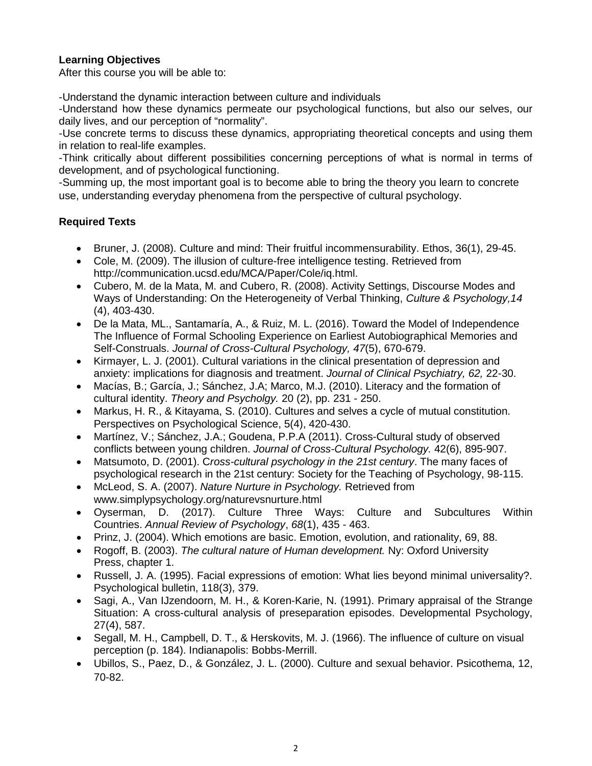**Learning Objectives**

After this course you will be able to:

-Understand the dynamic interaction between culture and individuals

-Understand how these dynamics permeate our psychological functions, but also our selves, our daily lives, and our perception of "normality".

-Use concrete terms to discuss these dynamics, appropriating theoretical concepts and using them in relation to real-life examples.

-Think critically about different possibilities concerning perceptions of what is normal in terms of development, and of psychological functioning.

-Summing up, the most important goal is to become able to bring the theory you learn to concrete use, understanding everyday phenomena from the perspective of cultural psychology.

**Required Texts**

- Bruner, J. (2008). Culture and mind: Their fruitful incommensurability. Ethos, 36(1), 29-45.
- Cole, M. (2009). The illusion of culture-free intelligence testing. Retrieved from http://communication.ucsd.edu/MCA/Paper/Cole/iq.html.
- Cubero, M. de la Mata, M. and Cubero, R. (2008). Activity Settings, Discourse Modes and Ways of Understanding: On the Heterogeneity of Verbal Thinking, *Culture & Psychology,14* (4), 403-430.
- De la Mata, ML., Santamaría, A., & Ruiz, M. L. (2016). Toward the Model of Independence The Influence of Formal Schooling Experience on Earliest Autobiographical Memories and Self-Construals. *Journal of Cross-Cultural Psychology, 47*(5), 670-679.
- Kirmayer, L. J. (2001). Cultural variations in the clinical presentation of depression and anxiety: implications for diagnosis and treatment. *Journal of Clinical Psychiatry, 62,* 22-30.
- Macías, B.; García, J.; Sánchez, J.A; Marco, M.J. (2010). Literacy and the formation of cultural identity. *Theory and Psycholgy.* 20 (2), pp. 231 - 250.
- Markus, H. R., & Kitayama, S. (2010). Cultures and selves a cycle of mutual constitution. Perspectives on Psychological Science, 5(4), 420-430.
- Martínez, V.; Sánchez, J.A.; Goudena, P.P.A (2011). Cross-Cultural study of observed conflicts between young children. *Journal of Cross-Cultural Psychology.* 42(6), 895-907.
- Matsumoto, D. (2001). C*ross-cultural psychology in the 21st century*. The many faces of psychological research in the 21st century: Society for the Teaching of Psychology, 98-115.
- McLeod, S. A. (2007). *Nature Nurture in Psychology.* Retrieved from www.simplypsychology.org/naturevsnurture.html
- Oyserman, D. (2017). Culture Three Ways: Culture and Subcultures Within Countries. *Annual Review of Psychology*, *68*(1), 435 - 463.
- Prinz, J. (2004). Which emotions are basic. Emotion, evolution, and rationality, 69, 88.
- Rogoff, B. (2003). *The cultural nature of Human development.* Ny: Oxford University Press, chapter 1.
- Russell, J. A. (1995). Facial expressions of emotion: What lies beyond minimal universality?. Psychological bulletin, 118(3), 379.
- Sagi, A., Van IJzendoorn, M. H., & Koren-Karie, N. (1991). Primary appraisal of the Strange Situation: A cross-cultural analysis of preseparation episodes. Developmental Psychology, 27(4), 587.
- Segall, M. H., Campbell, D. T., & Herskovits, M. J. (1966). The influence of culture on visual perception (p. 184). Indianapolis: Bobbs-Merrill.
- Ubillos, S., Paez, D., & González, J. L. (2000). Culture and sexual behavior. Psicothema, 12, 70-82.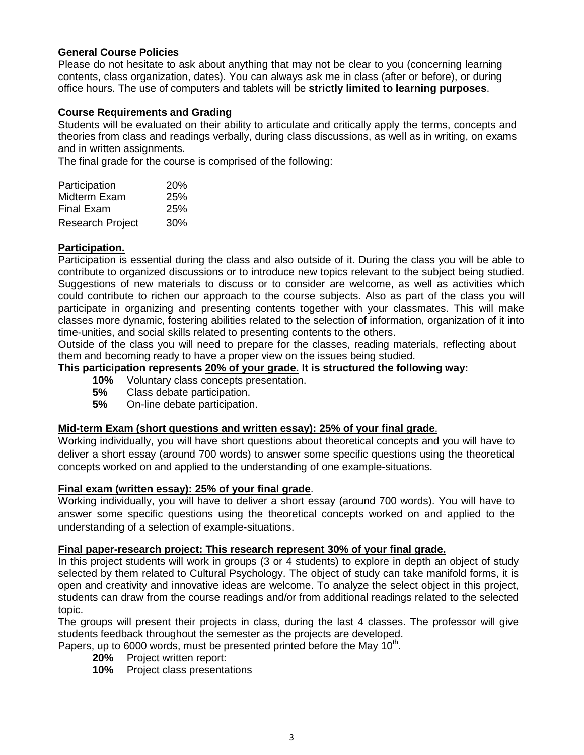**General Course Policies**

Please do not hesitate to ask about anything that may not be clear to you (concerning learning contents, class organization, dates). You can always ask me in class (after or before), or during office hours. The use of computers and tablets will be **strictly limited to learning purposes**.

**Course Requirements and Grading**

Students will be evaluated on their ability to articulate and critically apply the terms, concepts and theories from class and readings verbally, during class discussions, as well as in writing, on exams and in written assignments.

The final grade for the course is comprised of the following:

| | |
|---|---|
| Participation | 20% |
| Midterm Exam | 25% |
| Final Exam | 25% |
| Research Project | 30% |

**Participation.**

Participation is essential during the class and also outside of it. During the class you will be able to contribute to organized discussions or to introduce new topics relevant to the subject being studied. Suggestions of new materials to discuss or to consider are welcome, as well as activities which could contribute to richen our approach to the course subjects. Also as part of the class you will participate in organizing and presenting contents together with your classmates. This will make classes more dynamic, fostering abilities related to the selection of information, organization of it into time-unities, and social skills related to presenting contents to the others.

Outside of the class you will need to prepare for the classes, reading materials, reflecting about them and becoming ready to have a proper view on the issues being studied.

**This participation represents 20% of your grade. It is structured the following way:**

- **10%** Voluntary class concepts presentation.
- **5%** Class debate participation.
- **5%** On-line debate participation.

**Mid-term Exam (short questions and written essay): 25% of your final grade.**

Working individually, you will have short questions about theoretical concepts and you will have to deliver a short essay (around 700 words) to answer some specific questions using the theoretical concepts worked on and applied to the understanding of one example-situations.

**Final exam (written essay): 25% of your final grade.**

Working individually, you will have to deliver a short essay (around 700 words). You will have to answer some specific questions using the theoretical concepts worked on and applied to the understanding of a selection of example-situations.

**Final paper-research project: This research represent 30% of your final grade.**

In this project students will work in groups (3 or 4 students) to explore in depth an object of study selected by them related to Cultural Psychology. The object of study can take manifold forms, it is open and creativity and innovative ideas are welcome. To analyze the select object in this project, students can draw from the course readings and/or from additional readings related to the selected topic.

The groups will present their projects in class, during the last 4 classes. The professor will give students feedback throughout the semester as the projects are developed.

Papers, up to 6000 words, must be presented printed before the May 10th.

- **20%** Project written report:
- **10%** Project class presentations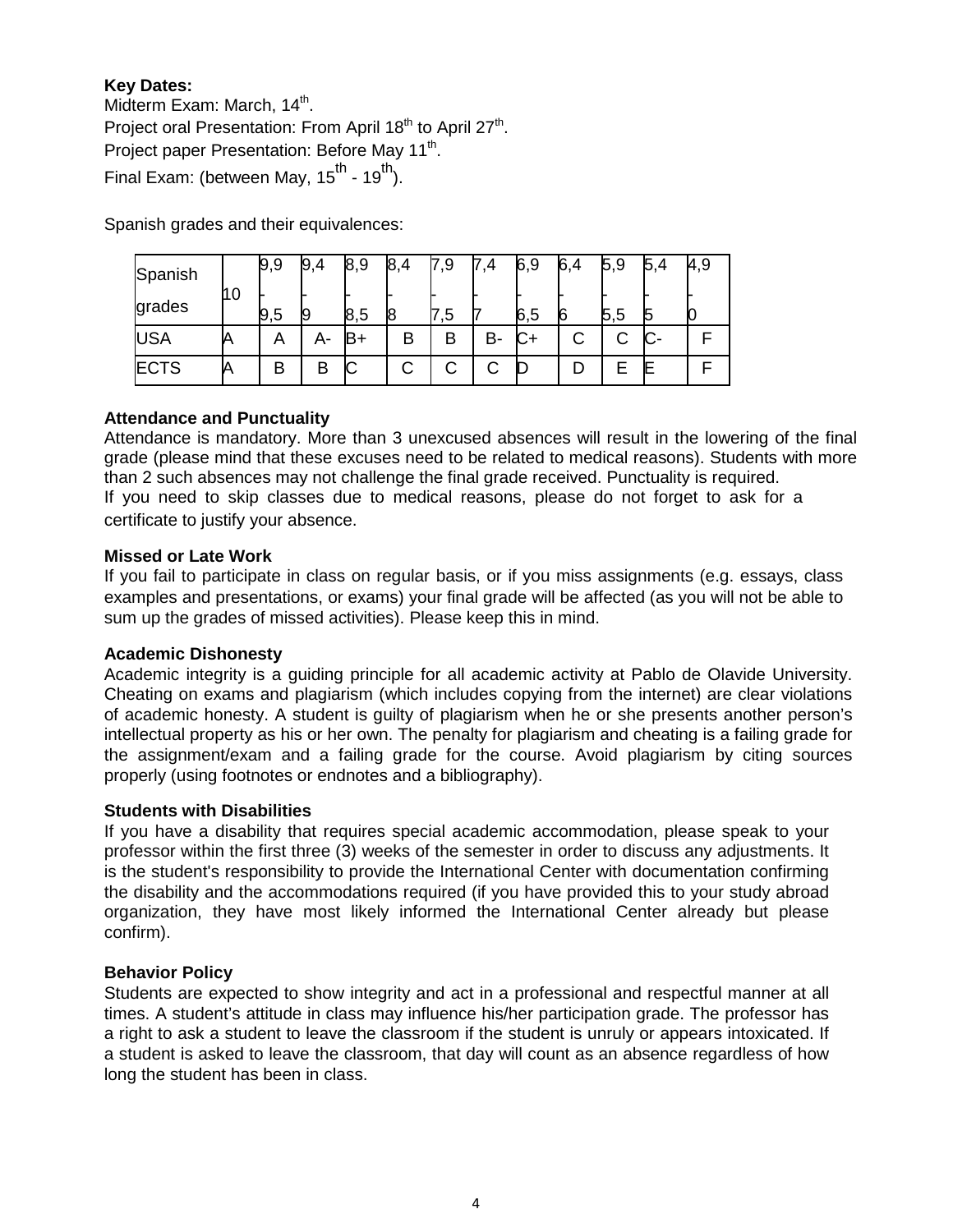**Key Dates:**
Midterm Exam: March, 14th.
Project oral Presentation: From April 18th to April 27th.
Project paper Presentation: Before May 11th.
Final Exam: (between May, 15th - 19th).

Spanish grades and their equivalences:

| Spanish grades | 10 | 9,9 - 9,5 | 9,4 - 9 | 8,9 - 8,5 | 8,4 - 8 | 7,9 - 7,5 | 7,4 - 7 | 6,9 - 6,5 | 6,4 - 6 | 5,9 - 5,5 | 5,4 - 5 | 4,9 - 0 |
|---|---|---|---|---|---|---|---|---|---|---|---|---|
| USA | A | A | A- | B+ | B | B | B- | C+ | C | C | C- | F |
| ECTS | A | B | B | C | C | C | C | D | D | E | E | F |

**Attendance and Punctuality**
Attendance is mandatory. More than 3 unexcused absences will result in the lowering of the final grade (please mind that these excuses need to be related to medical reasons). Students with more than 2 such absences may not challenge the final grade received. Punctuality is required.
If you need to skip classes due to medical reasons, please do not forget to ask for a certificate to justify your absence.

**Missed or Late Work**
If you fail to participate in class on regular basis, or if you miss assignments (e.g. essays, class examples and presentations, or exams) your final grade will be affected (as you will not be able to sum up the grades of missed activities). Please keep this in mind.

**Academic Dishonesty**
Academic integrity is a guiding principle for all academic activity at Pablo de Olavide University. Cheating on exams and plagiarism (which includes copying from the internet) are clear violations of academic honesty. A student is guilty of plagiarism when he or she presents another person's intellectual property as his or her own. The penalty for plagiarism and cheating is a failing grade for the assignment/exam and a failing grade for the course. Avoid plagiarism by citing sources properly (using footnotes or endnotes and a bibliography).

**Students with Disabilities**
If you have a disability that requires special academic accommodation, please speak to your professor within the first three (3) weeks of the semester in order to discuss any adjustments. It is the student's responsibility to provide the International Center with documentation confirming the disability and the accommodations required (if you have provided this to your study abroad organization, they have most likely informed the International Center already but please confirm).

**Behavior Policy**
Students are expected to show integrity and act in a professional and respectful manner at all times. A student's attitude in class may influence his/her participation grade. The professor has a right to ask a student to leave the classroom if the student is unruly or appears intoxicated. If a student is asked to leave the classroom, that day will count as an absence regardless of how long the student has been in class.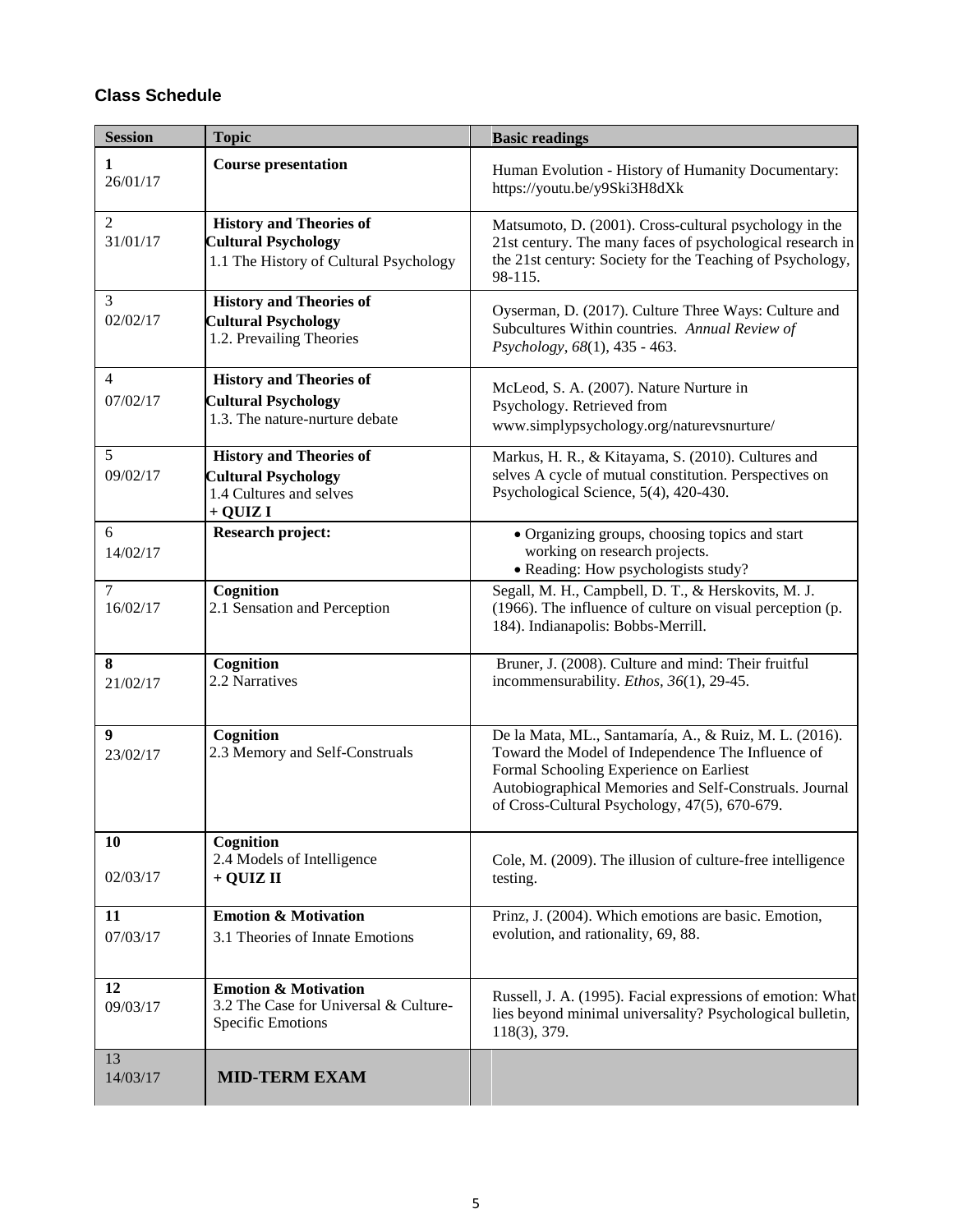## Class Schedule

| Session | Topic | Basic readings |
|---|---|---|
| **1** 26/01/17 | **Course presentation** | Human Evolution - History of Humanity Documentary: https://youtu.be/y9Ski3H8dXk |
| 2 31/01/17 | **History and Theories of Cultural Psychology** 1.1 The History of Cultural Psychology | Matsumoto, D. (2001). Cross-cultural psychology in the 21st century. The many faces of psychological research in the 21st century: Society for the Teaching of Psychology, 98-115. |
| 3 02/02/17 | **History and Theories of Cultural Psychology** 1.2. Prevailing Theories | Oyserman, D. (2017). Culture Three Ways: Culture and Subcultures Within countries. *Annual Review of Psychology*, *68*(1), 435 - 463. |
| 4 07/02/17 | **History and Theories of Cultural Psychology** 1.3. The nature-nurture debate | McLeod, S. A. (2007). Nature Nurture in Psychology. Retrieved from www.simplypsychology.org/naturevsnurture/ |
| 5 09/02/17 | **History and Theories of Cultural Psychology** 1.4 Cultures and selves **+ QUIZ I** | Markus, H. R., & Kitayama, S. (2010). Cultures and selves A cycle of mutual constitution. Perspectives on Psychological Science, 5(4), 420-430. |
| 6 14/02/17 | **Research project:** | • Organizing groups, choosing topics and start working on research projects. • Reading: How psychologists study? |
| 7 16/02/17 | **Cognition** 2.1 Sensation and Perception | Segall, M. H., Campbell, D. T., & Herskovits, M. J. (1966). The influence of culture on visual perception (p. 184). Indianapolis: Bobbs-Merrill. |
| **8** 21/02/17 | **Cognition** 2.2 Narratives | Bruner, J. (2008). Culture and mind: Their fruitful incommensurability. *Ethos, 36*(1), 29-45. |
| **9** 23/02/17 | **Cognition** 2.3 Memory and Self-Construals | De la Mata, ML., Santamaría, A., & Ruiz, M. L. (2016). Toward the Model of Independence The Influence of Formal Schooling Experience on Earliest Autobiographical Memories and Self-Construals. Journal of Cross-Cultural Psychology, 47(5), 670-679. |
| **10** 02/03/17 | **Cognition** 2.4 Models of Intelligence **+ QUIZ II** | Cole, M. (2009). The illusion of culture-free intelligence testing. |
| **11** 07/03/17 | **Emotion & Motivation** 3.1 Theories of Innate Emotions | Prinz, J. (2004). Which emotions are basic. Emotion, evolution, and rationality, 69, 88. |
| **12** 09/03/17 | **Emotion & Motivation** 3.2 The Case for Universal & Culture-Specific Emotions | Russell, J. A. (1995). Facial expressions of emotion: What lies beyond minimal universality? Psychological bulletin, 118(3), 379. |
| 13 14/03/17 | **MID-TERM EXAM** | |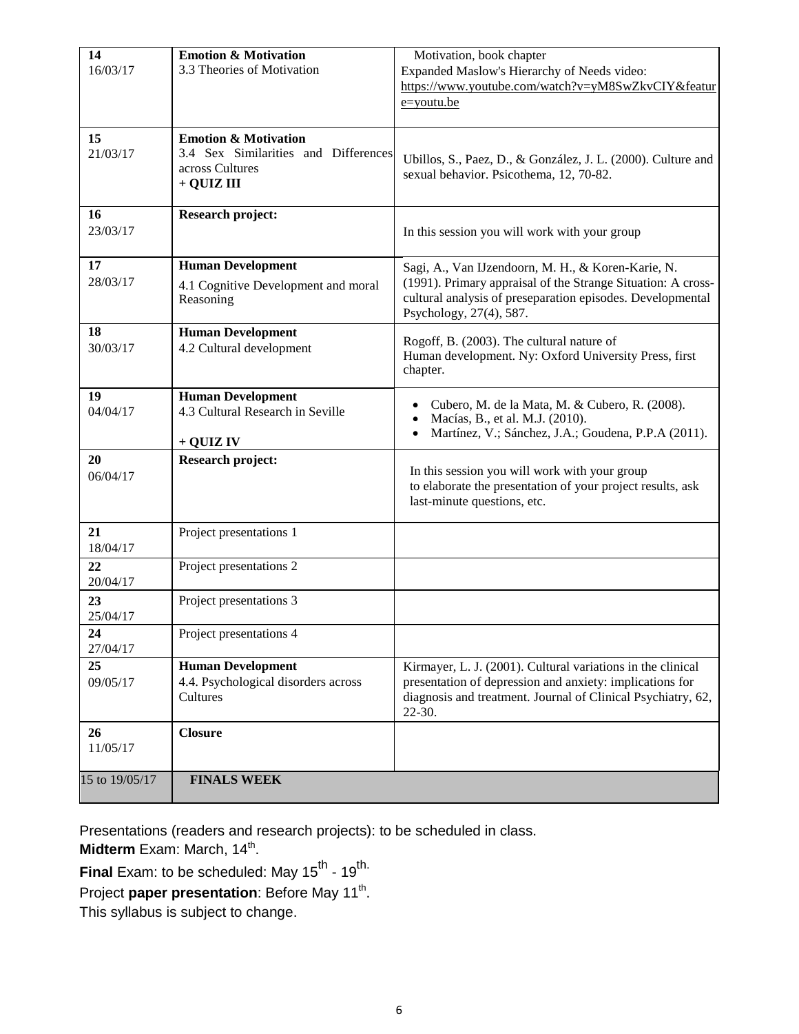| | | |
|---|---|---|
| **14** 16/03/17 | **Emotion & Motivation** 3.3 Theories of Motivation | Motivation, book chapter Expanded Maslow's Hierarchy of Needs video: https://www.youtube.com/watch?v=yM8SwZkvCIY&feature=youtu.be |
| **15** 21/03/17 | **Emotion & Motivation** 3.4 Sex Similarities and Differences across Cultures **+ QUIZ III** | Ubillos, S., Paez, D., & González, J. L. (2000). Culture and sexual behavior. Psicothema, 12, 70-82. |
| **16** 23/03/17 | **Research project:** | In this session you will work with your group |
| **17** 28/03/17 | **Human Development** 4.1 Cognitive Development and moral Reasoning | Sagi, A., Van IJzendoorn, M. H., & Koren-Karie, N. (1991). Primary appraisal of the Strange Situation: A cross-cultural analysis of preseparation episodes. Developmental Psychology, 27(4), 587. |
| **18** 30/03/17 | **Human Development** 4.2 Cultural development | Rogoff, B. (2003). The cultural nature of Human development. Ny: Oxford University Press, first chapter. |
| **19** 04/04/17 | **Human Development** 4.3 Cultural Research in Seville **+ QUIZ IV** | • Cubero, M. de la Mata, M. & Cubero, R. (2008). • Macías, B., et al. M.J. (2010). • Martínez, V.; Sánchez, J.A.; Goudena, P.P.A (2011). |
| **20** 06/04/17 | **Research project:** | In this session you will work with your group to elaborate the presentation of your project results, ask last-minute questions, etc. |
| **21** 18/04/17 | Project presentations 1 | |
| **22** 20/04/17 | Project presentations 2 | |
| **23** 25/04/17 | Project presentations 3 | |
| **24** 27/04/17 | Project presentations 4 | |
| **25** 09/05/17 | **Human Development** 4.4. Psychological disorders across Cultures | Kirmayer, L. J. (2001). Cultural variations in the clinical presentation of depression and anxiety: implications for diagnosis and treatment. Journal of Clinical Psychiatry, 62, 22-30. |
| **26** 11/05/17 | **Closure** | |
| 15 to 19/05/17 | **FINALS WEEK** | |

Presentations (readers and research projects): to be scheduled in class.
**Midterm** Exam: March, 14th.
**Final** Exam: to be scheduled: May 15th - 19th.
Project **paper presentation**: Before May 11th.
This syllabus is subject to change.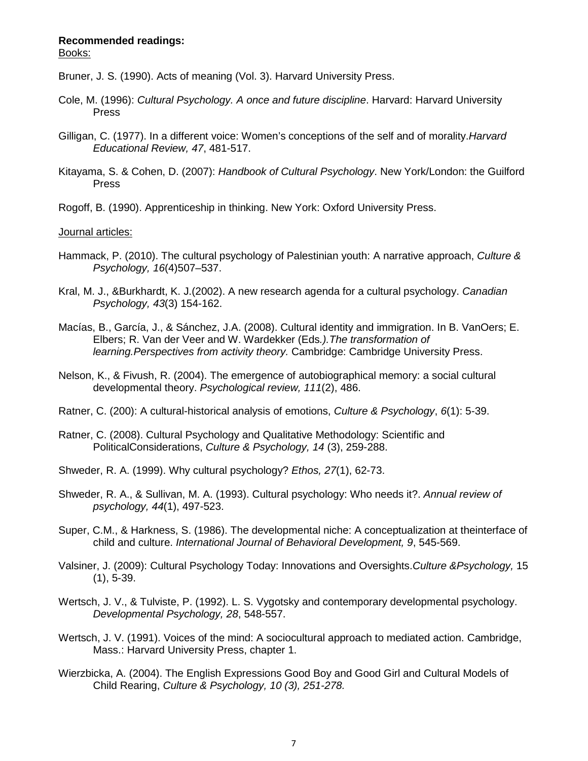**Recommended readings:**

Books:

Bruner, J. S. (1990). Acts of meaning (Vol. 3). Harvard University Press.

Cole, M. (1996): *Cultural Psychology. A once and future discipline*. Harvard: Harvard University Press

Gilligan, C. (1977). In a different voice: Women's conceptions of the self and of morality.*Harvard Educational Review, 47*, 481-517.

Kitayama, S. & Cohen, D. (2007): *Handbook of Cultural Psychology*. New York/London: the Guilford Press

Rogoff, B. (1990). Apprenticeship in thinking. New York: Oxford University Press.

Journal articles:

Hammack, P. (2010). The cultural psychology of Palestinian youth: A narrative approach, *Culture & Psychology, 16*(4)507–537.

Kral, M. J., &Burkhardt, K. J.(2002). A new research agenda for a cultural psychology. *Canadian Psychology, 43*(3) 154-162.

Macías, B., García, J., & Sánchez, J.A. (2008). Cultural identity and immigration. In B. VanOers; E. Elbers; R. Van der Veer and W. Wardekker (Eds*.).The transformation of learning.Perspectives from activity theory.* Cambridge: Cambridge University Press.

Nelson, K., & Fivush, R. (2004). The emergence of autobiographical memory: a social cultural developmental theory. *Psychological review, 111*(2), 486.

Ratner, C. (200): A cultural-historical analysis of emotions, *Culture & Psychology*, *6*(1): 5-39.

Ratner, C. (2008). Cultural Psychology and Qualitative Methodology: Scientific and PoliticalConsiderations, *Culture & Psychology, 14* (3), 259-288.

Shweder, R. A. (1999). Why cultural psychology? *Ethos, 27*(1), 62-73.

Shweder, R. A., & Sullivan, M. A. (1993). Cultural psychology: Who needs it?. *Annual review of psychology, 44*(1), 497-523.

Super, C.M., & Harkness, S. (1986). The developmental niche: A conceptualization at theinterface of child and culture. *International Journal of Behavioral Development, 9*, 545-569.

Valsiner, J. (2009): Cultural Psychology Today: Innovations and Oversights.*Culture &Psychology,* 15 (1), 5-39.

Wertsch, J. V., & Tulviste, P. (1992). L. S. Vygotsky and contemporary developmental psychology. *Developmental Psychology, 28*, 548-557.

Wertsch, J. V. (1991). Voices of the mind: A sociocultural approach to mediated action. Cambridge, Mass.: Harvard University Press, chapter 1.

Wierzbicka, A. (2004). The English Expressions Good Boy and Good Girl and Cultural Models of Child Rearing, *Culture & Psychology, 10 (3), 251-278.*